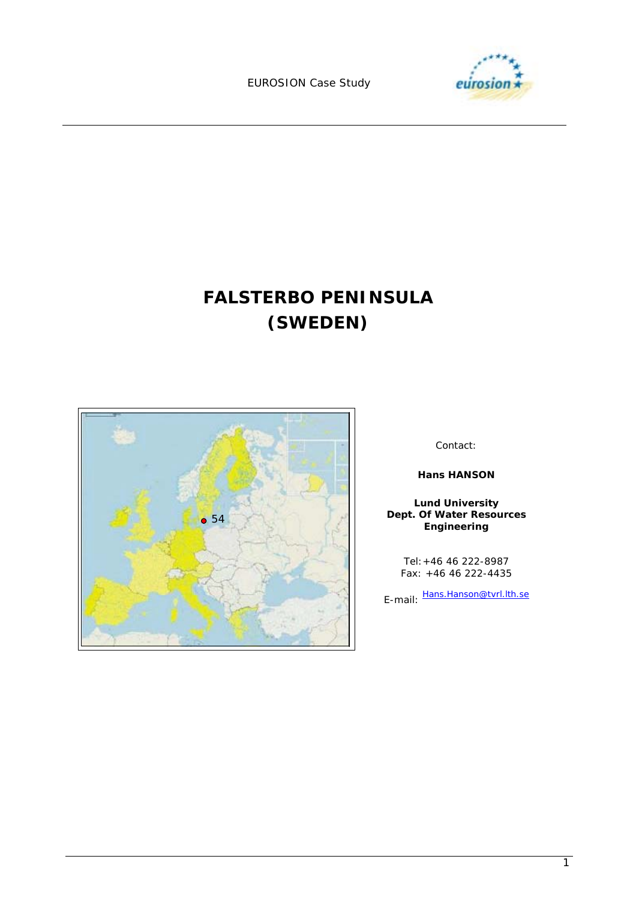EUROSION Case Study

# FALSTERBO PENINSULA (SWEDEN)

Contact:

**Hans HANSON**

**Lund University**
**Dept. Of Water Resources Engineering**

Tel: +46 46 222-8987
Fax: +46 46 222-4435

E-mail: Hans.Hanson@tvrl.lth.se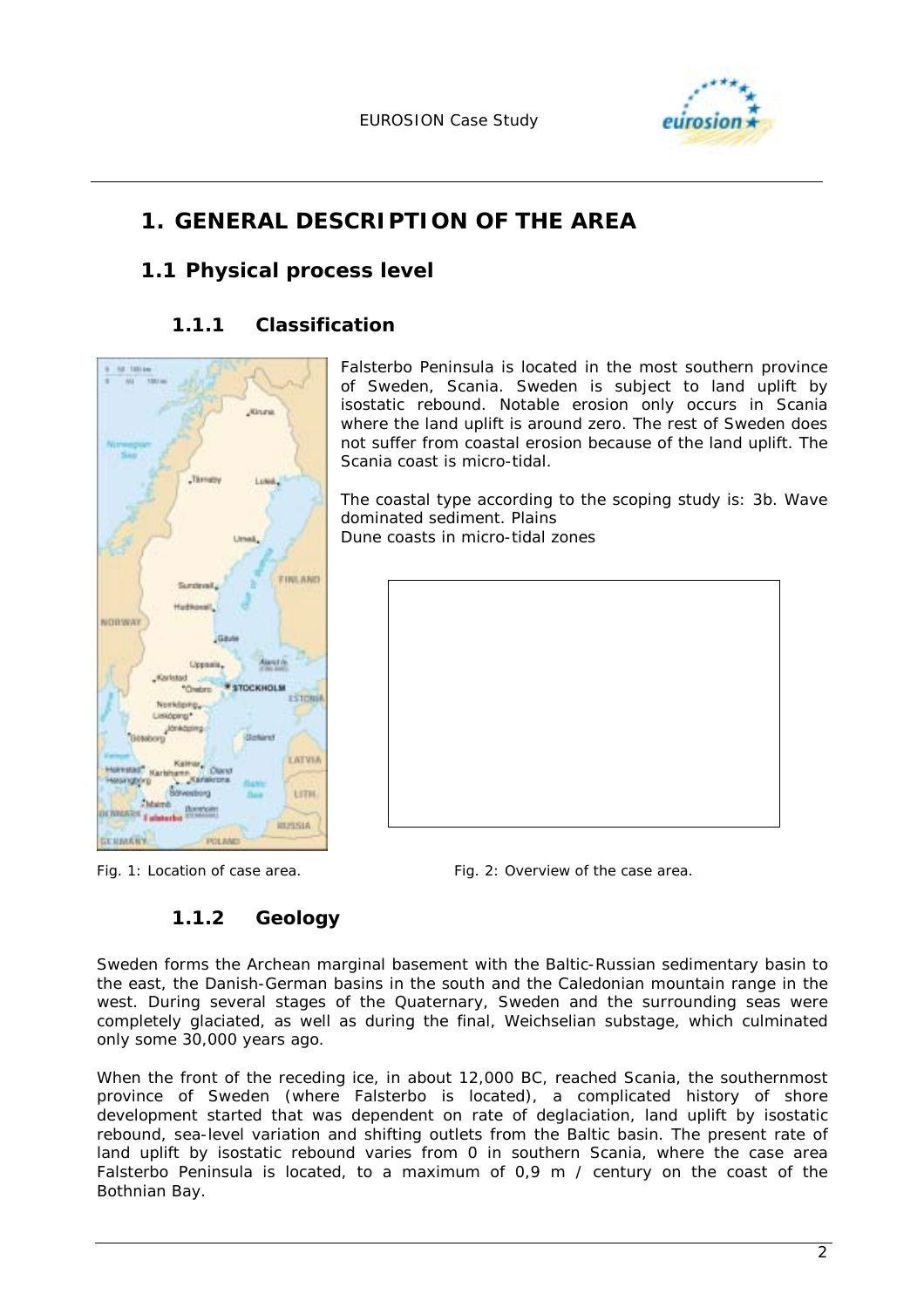# 1. GENERAL DESCRIPTION OF THE AREA

## 1.1 Physical process level

### 1.1.1 Classification

Falsterbo Peninsula is located in the most southern province of Sweden, Scania. Sweden is subject to land uplift by isostatic rebound. Notable erosion only occurs in Scania where the land uplift is around zero. The rest of Sweden does not suffer from coastal erosion because of the land uplift. The Scania coast is micro-tidal.

The coastal type according to the scoping study is: 3b. Wave dominated sediment. Plains
Dune coasts in micro-tidal zones

Fig. 1: Location of case area.

Fig. 2: Overview of the case area.

### 1.1.2 Geology

Sweden forms the Archean marginal basement with the Baltic-Russian sedimentary basin to the east, the Danish-German basins in the south and the Caledonian mountain range in the west. During several stages of the Quaternary, Sweden and the surrounding seas were completely glaciated, as well as during the final, Weichselian substage, which culminated only some 30,000 years ago.

When the front of the receding ice, in about 12,000 BC, reached Scania, the southernmost province of Sweden (where Falsterbo is located), a complicated history of shore development started that was dependent on rate of deglaciation, land uplift by isostatic rebound, sea-level variation and shifting outlets from the Baltic basin. The present rate of land uplift by isostatic rebound varies from 0 in southern Scania, where the case area Falsterbo Peninsula is located, to a maximum of 0,9 m / century on the coast of the Bothnian Bay.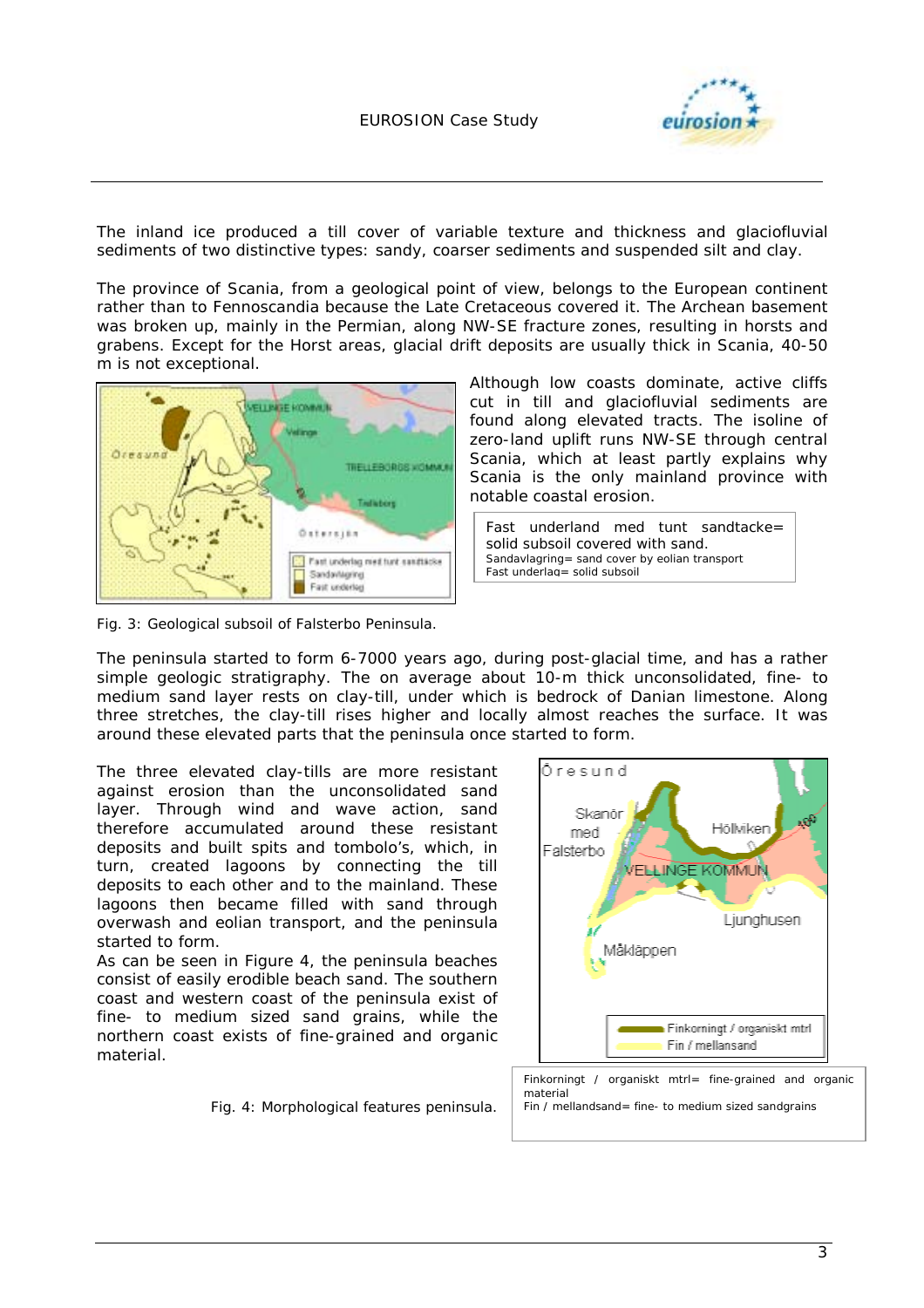The inland ice produced a till cover of variable texture and thickness and glaciofluvial sediments of two distinctive types: sandy, coarser sediments and suspended silt and clay.

The province of Scania, from a geological point of view, belongs to the European continent rather than to Fennoscandia because the Late Cretaceous covered it. The Archean basement was broken up, mainly in the Permian, along NW-SE fracture zones, resulting in horsts and grabens. Except for the Horst areas, glacial drift deposits are usually thick in Scania, 40-50 m is not exceptional.

Although low coasts dominate, active cliffs cut in till and glaciofluvial sediments are found along elevated tracts. The isoline of zero-land uplift runs NW-SE through central Scania, which at least partly explains why Scania is the only mainland province with notable coastal erosion.

Fast underland med tunt sandtacke= solid subsoil covered with sand.
Sandavlagring= sand cover by eolian transport
Fast underlag= solid subsoil

Fig. 3: Geological subsoil of Falsterbo Peninsula.

The peninsula started to form 6-7000 years ago, during post-glacial time, and has a rather simple geologic stratigraphy. The on average about 10-m thick unconsolidated, fine- to medium sand layer rests on clay-till, under which is bedrock of Danian limestone. Along three stretches, the clay-till rises higher and locally almost reaches the surface. It was around these elevated parts that the peninsula once started to form.

The three elevated clay-tills are more resistant against erosion than the unconsolidated sand layer. Through wind and wave action, sand therefore accumulated around these resistant deposits and built spits and tombolo's, which, in turn, created lagoons by connecting the till deposits to each other and to the mainland. These lagoons then became filled with sand through overwash and eolian transport, and the peninsula started to form.

As can be seen in Figure 4, the peninsula beaches consist of easily erodible beach sand. The southern coast and western coast of the peninsula exist of fine- to medium sized sand grains, while the northern coast exists of fine-grained and organic material.

Fig. 4: Morphological features peninsula.

Finkorningt / organiskt mtrl= fine-grained and organic material
Fin / mellandsand= fine- to medium sized sandgrains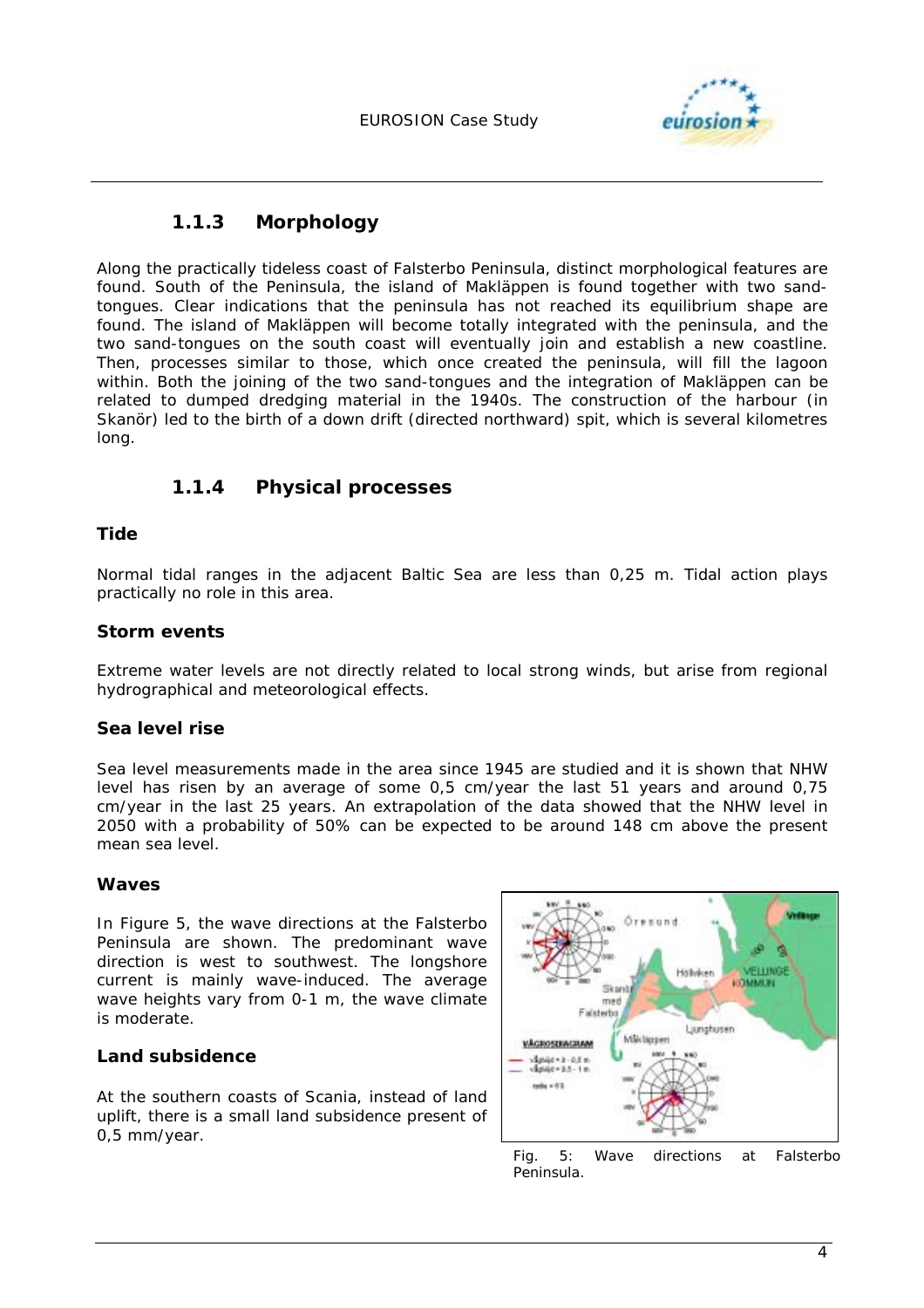### 1.1.3 Morphology

Along the practically tideless coast of Falsterbo Peninsula, distinct morphological features are found. South of the Peninsula, the island of Makläppen is found together with two sand-tongues. Clear indications that the peninsula has not reached its equilibrium shape are found. The island of Makläppen will become totally integrated with the peninsula, and the two sand-tongues on the south coast will eventually join and establish a new coastline. Then, processes similar to those, which once created the peninsula, will fill the lagoon within. Both the joining of the two sand-tongues and the integration of Makläppen can be related to dumped dredging material in the 1940s. The construction of the harbour (in Skanör) led to the birth of a down drift (directed northward) spit, which is several kilometres long.

### 1.1.4 Physical processes

#### Tide

Normal tidal ranges in the adjacent Baltic Sea are less than 0,25 m. Tidal action plays practically no role in this area.

#### Storm events

Extreme water levels are not directly related to local strong winds, but arise from regional hydrographical and meteorological effects.

#### Sea level rise

Sea level measurements made in the area since 1945 are studied and it is shown that NHW level has risen by an average of some 0,5 cm/year the last 51 years and around 0,75 cm/year in the last 25 years. An extrapolation of the data showed that the NHW level in 2050 with a probability of 50% can be expected to be around 148 cm above the present mean sea level.

#### Waves

In Figure 5, the wave directions at the Falsterbo Peninsula are shown. The predominant wave direction is west to southwest. The longshore current is mainly wave-induced. The average wave heights vary from 0-1 m, the wave climate is moderate.

Fig. 5: Wave directions at Falsterbo Peninsula.

#### Land subsidence

At the southern coasts of Scania, instead of land uplift, there is a small land subsidence present of 0,5 mm/year.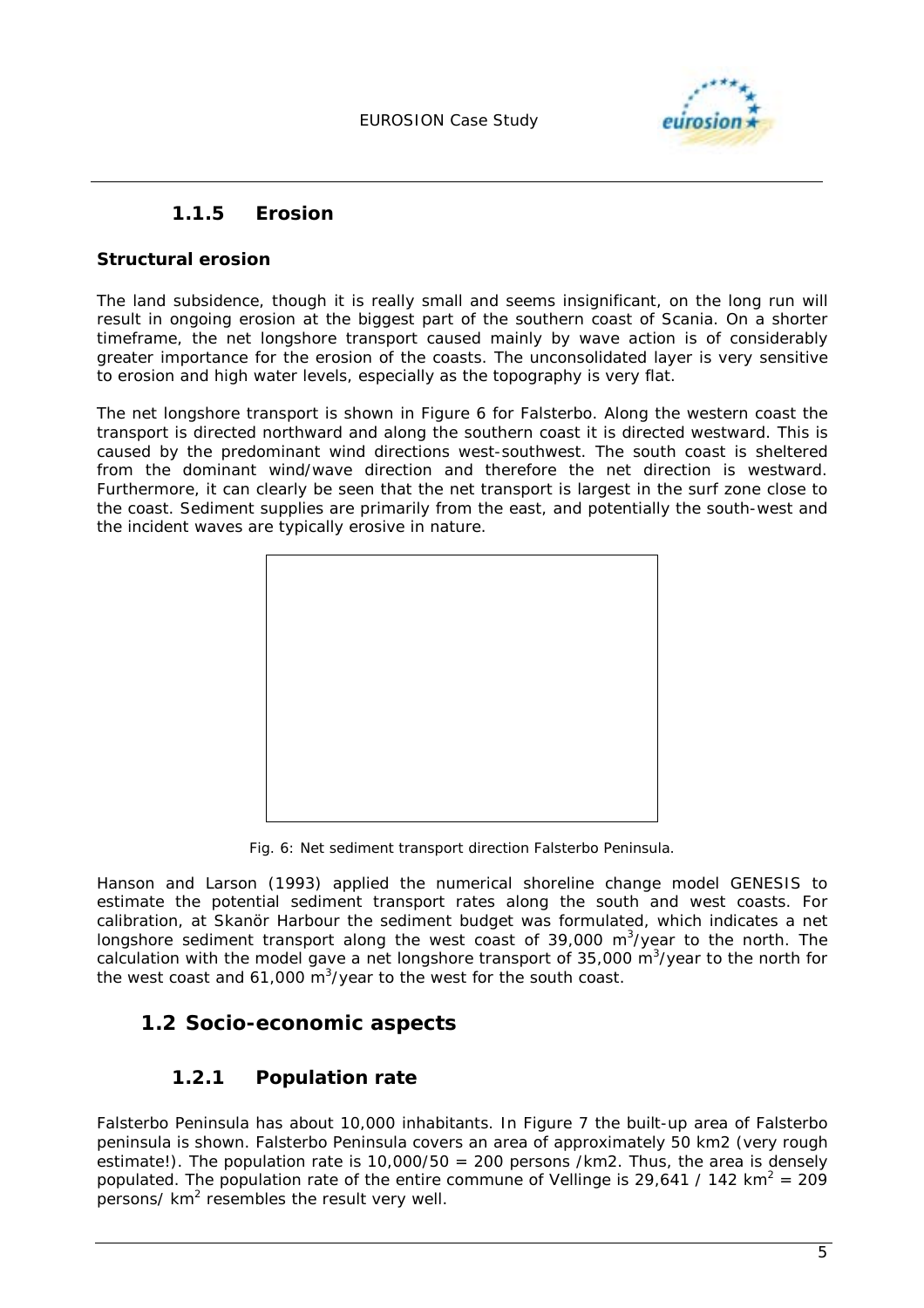### 1.1.5 Erosion

**Structural erosion**

The land subsidence, though it is really small and seems insignificant, on the long run will result in ongoing erosion at the biggest part of the southern coast of Scania. On a shorter timeframe, the net longshore transport caused mainly by wave action is of considerably greater importance for the erosion of the coasts. The unconsolidated layer is very sensitive to erosion and high water levels, especially as the topography is very flat.

The net longshore transport is shown in Figure 6 for Falsterbo. Along the western coast the transport is directed northward and along the southern coast it is directed westward. This is caused by the predominant wind directions west-southwest. The south coast is sheltered from the dominant wind/wave direction and therefore the net direction is westward. Furthermore, it can clearly be seen that the net transport is largest in the surf zone close to the coast. Sediment supplies are primarily from the east, and potentially the south-west and the incident waves are typically erosive in nature.

Fig. 6: Net sediment transport direction Falsterbo Peninsula.

Hanson and Larson (1993) applied the numerical shoreline change model GENESIS to estimate the potential sediment transport rates along the south and west coasts. For calibration, at Skanör Harbour the sediment budget was formulated, which indicates a net longshore sediment transport along the west coast of 39,000 $m^3$/year to the north. The calculation with the model gave a net longshore transport of 35,000 $m^3$/year to the north for the west coast and 61,000 $m^3$/year to the west for the south coast.

## 1.2 Socio-economic aspects

### 1.2.1 Population rate

Falsterbo Peninsula has about 10,000 inhabitants. In Figure 7 the built-up area of Falsterbo peninsula is shown. Falsterbo Peninsula covers an area of approximately 50 km2 (very rough estimate!). The population rate is 10,000/50 = 200 persons /km2. Thus, the area is densely populated. The population rate of the entire commune of Vellinge is 29,641 / 142 $km^2$ = 209 persons/ $km^2$ resembles the result very well.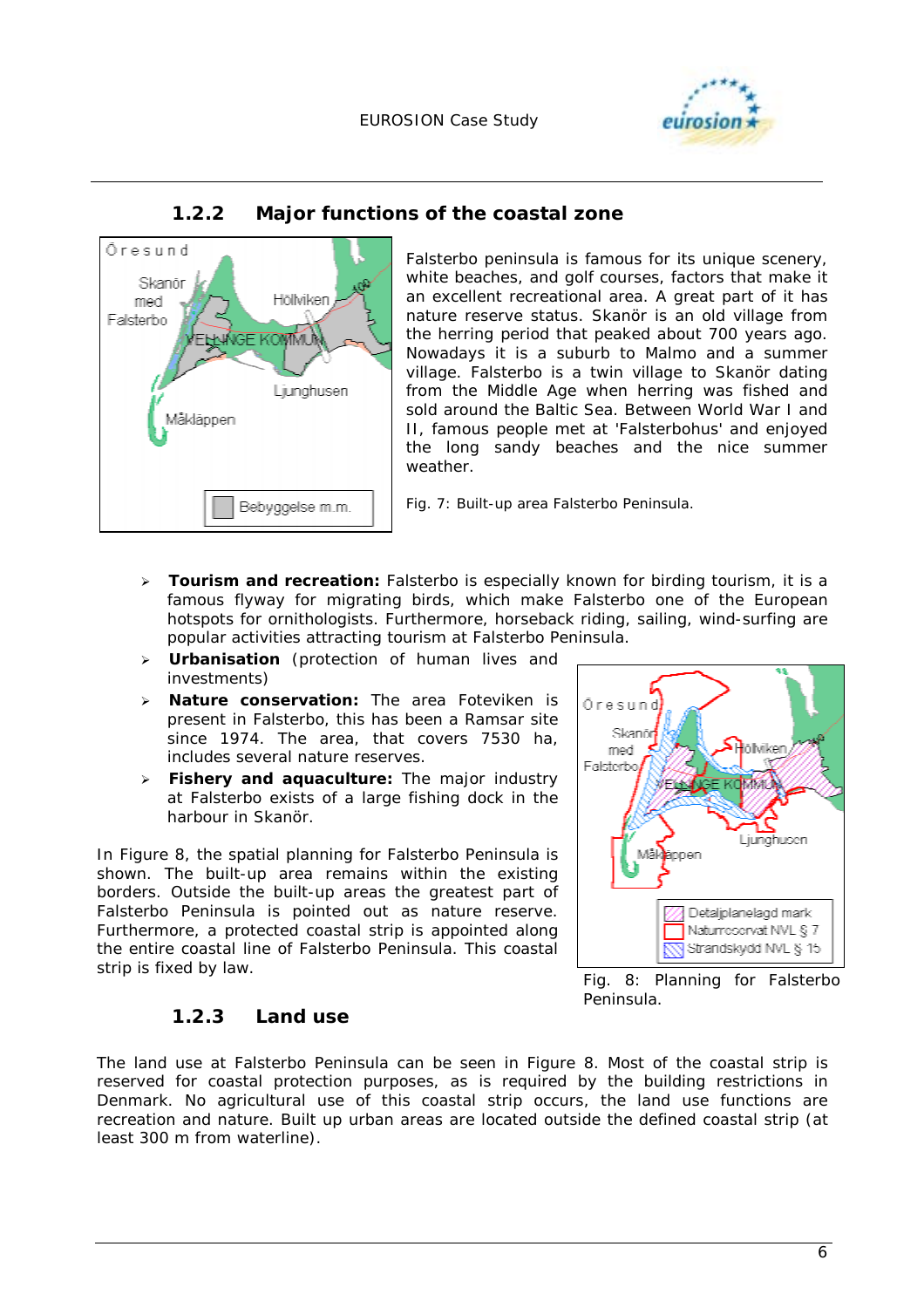### 1.2.2 Major functions of the coastal zone

Falsterbo peninsula is famous for its unique scenery, white beaches, and golf courses, factors that make it an excellent recreational area. A great part of it has nature reserve status. Skanör is an old village from the herring period that peaked about 700 years ago. Nowadays it is a suburb to Malmo and a summer village. Falsterbo is a twin village to Skanör dating from the Middle Age when herring was fished and sold around the Baltic Sea. Between World War I and II, famous people met at 'Falsterbohus' and enjoyed the long sandy beaches and the nice summer weather.

Fig. 7: Built-up area Falsterbo Peninsula.

- **Tourism and recreation:** Falsterbo is especially known for birding tourism, it is a famous flyway for migrating birds, which make Falsterbo one of the European hotspots for ornithologists. Furthermore, horseback riding, sailing, wind-surfing are popular activities attracting tourism at Falsterbo Peninsula.
- **Urbanisation** (protection of human lives and investments)
- **Nature conservation:** The area Foteviken is present in Falsterbo, this has been a Ramsar site since 1974. The area, that covers 7530 ha, includes several nature reserves.
- **Fishery and aquaculture:** The major industry at Falsterbo exists of a large fishing dock in the harbour in Skanör.

In Figure 8, the spatial planning for Falsterbo Peninsula is shown. The built-up area remains within the existing borders. Outside the built-up areas the greatest part of Falsterbo Peninsula is pointed out as nature reserve. Furthermore, a protected coastal strip is appointed along the entire coastal line of Falsterbo Peninsula. This coastal strip is fixed by law.

Fig. 8: Planning for Falsterbo Peninsula.

### 1.2.3 Land use

The land use at Falsterbo Peninsula can be seen in Figure 8. Most of the coastal strip is reserved for coastal protection purposes, as is required by the building restrictions in Denmark. No agricultural use of this coastal strip occurs, the land use functions are recreation and nature. Built up urban areas are located outside the defined coastal strip (at least 300 m from waterline).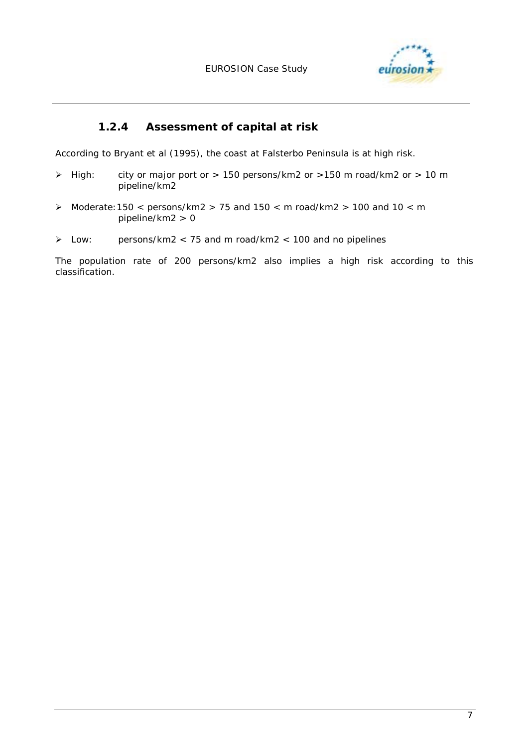### 1.2.4 Assessment of capital at risk

According to Bryant et al (1995), the coast at Falsterbo Peninsula is at high risk.

- High: city or major port or > 150 persons/km2 or >150 m road/km2 or > 10 m pipeline/km2
- Moderate: 150 < persons/km2 > 75 and 150 < m road/km2 > 100 and 10 < m pipeline/km2 > 0
- Low: persons/km2 < 75 and m road/km2 < 100 and no pipelines

The population rate of 200 persons/km2 also implies a high risk according to this classification.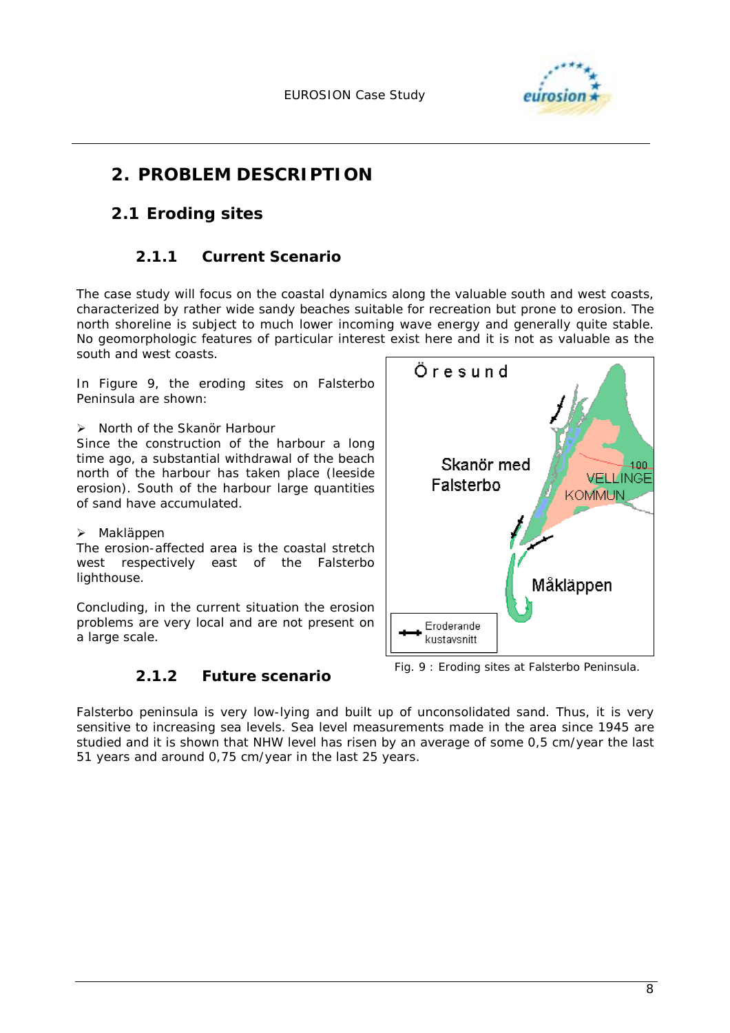# 2. PROBLEM DESCRIPTION

## 2.1 Eroding sites

### 2.1.1 Current Scenario

The case study will focus on the coastal dynamics along the valuable south and west coasts, characterized by rather wide sandy beaches suitable for recreation but prone to erosion. The north shoreline is subject to much lower incoming wave energy and generally quite stable. No geomorphologic features of particular interest exist here and it is not as valuable as the south and west coasts.

In Figure 9, the eroding sites on Falsterbo Peninsula are shown:

- North of the Skanör Harbour

Since the construction of the harbour a long time ago, a substantial withdrawal of the beach north of the harbour has taken place (leeside erosion). South of the harbour large quantities of sand have accumulated.

- Makläppen

The erosion-affected area is the coastal stretch west respectively east of the Falsterbo lighthouse.

Concluding, in the current situation the erosion problems are very local and are not present on a large scale.

Fig. 9 : Eroding sites at Falsterbo Peninsula.

### 2.1.2 Future scenario

Falsterbo peninsula is very low-lying and built up of unconsolidated sand. Thus, it is very sensitive to increasing sea levels. Sea level measurements made in the area since 1945 are studied and it is shown that NHW level has risen by an average of some 0,5 cm/year the last 51 years and around 0,75 cm/year in the last 25 years.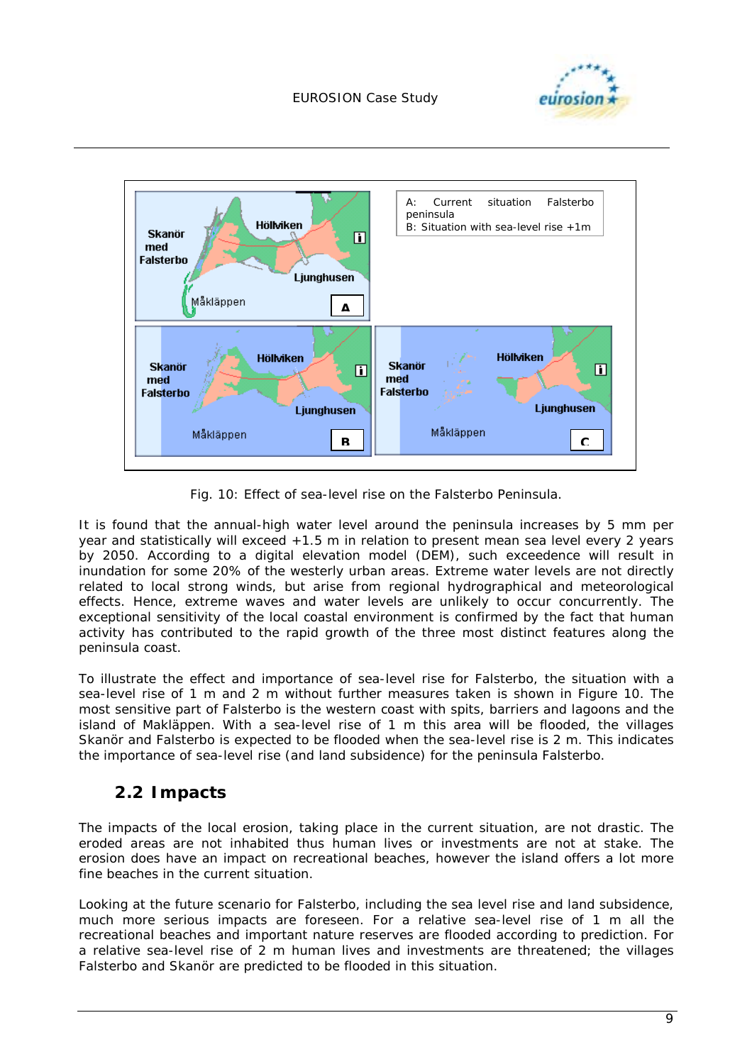A: Current situation Falsterbo peninsula
B: Situation with sea-level rise +1m

Fig. 10: Effect of sea-level rise on the Falsterbo Peninsula.

It is found that the annual-high water level around the peninsula increases by 5 mm per year and statistically will exceed +1.5 m in relation to present mean sea level every 2 years by 2050. According to a digital elevation model (DEM), such exceedence will result in inundation for some 20% of the westerly urban areas. Extreme water levels are not directly related to local strong winds, but arise from regional hydrographical and meteorological effects. Hence, extreme waves and water levels are unlikely to occur concurrently. The exceptional sensitivity of the local coastal environment is confirmed by the fact that human activity has contributed to the rapid growth of the three most distinct features along the peninsula coast.

To illustrate the effect and importance of sea-level rise for Falsterbo, the situation with a sea-level rise of 1 m and 2 m without further measures taken is shown in Figure 10. The most sensitive part of Falsterbo is the western coast with spits, barriers and lagoons and the island of Makläppen. With a sea-level rise of 1 m this area will be flooded, the villages Skanör and Falsterbo is expected to be flooded when the sea-level rise is 2 m. This indicates the importance of sea-level rise (and land subsidence) for the peninsula Falsterbo.

## 2.2 Impacts

The impacts of the local erosion, taking place in the current situation, are not drastic. The eroded areas are not inhabited thus human lives or investments are not at stake. The erosion does have an impact on recreational beaches, however the island offers a lot more fine beaches in the current situation.

Looking at the future scenario for Falsterbo, including the sea level rise and land subsidence, much more serious impacts are foreseen. For a relative sea-level rise of 1 m all the recreational beaches and important nature reserves are flooded according to prediction. For a relative sea-level rise of 2 m human lives and investments are threatened; the villages Falsterbo and Skanör are predicted to be flooded in this situation.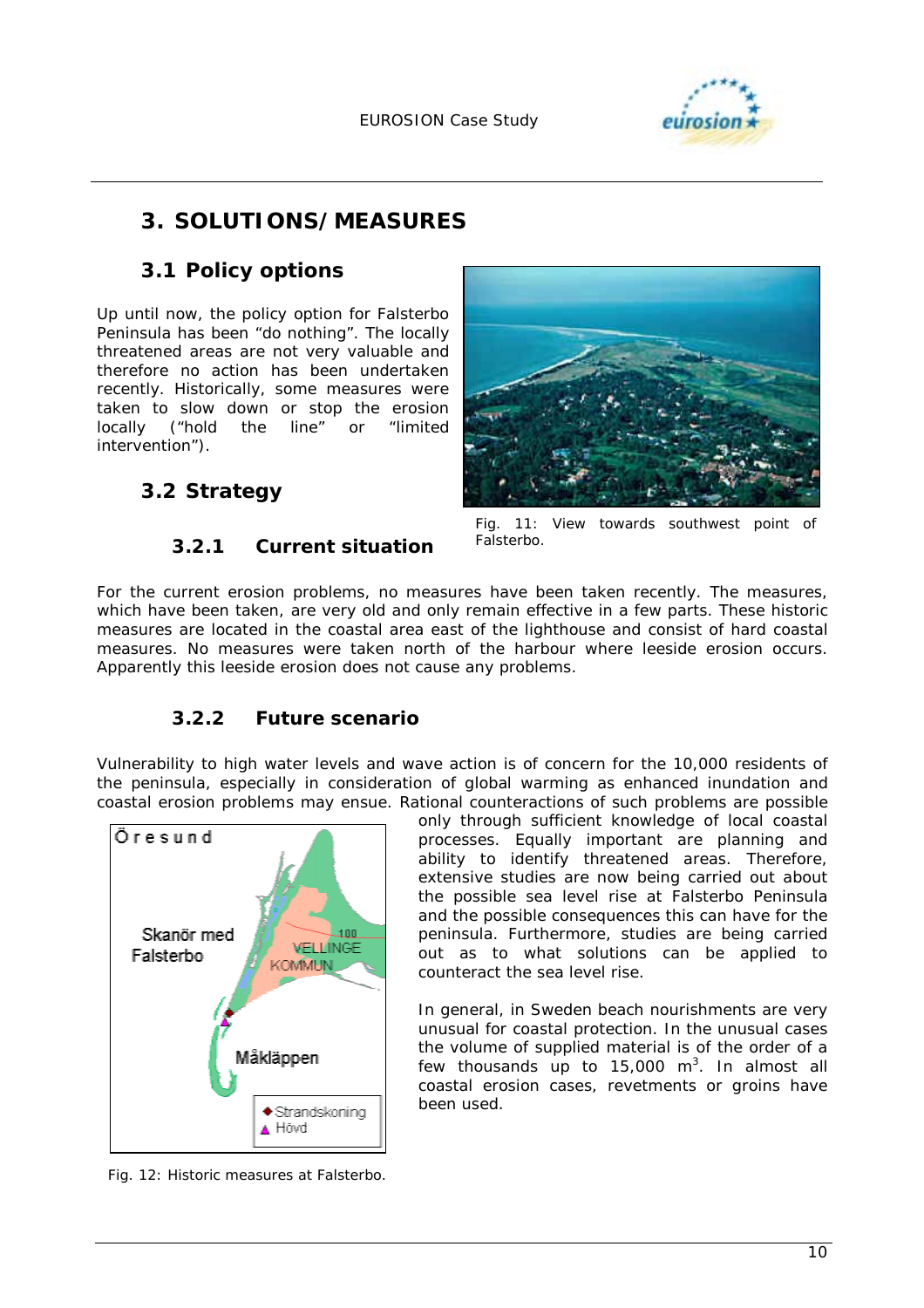# 3. SOLUTIONS/MEASURES

## 3.1 Policy options

Up until now, the policy option for Falsterbo Peninsula has been "do nothing". The locally threatened areas are not very valuable and therefore no action has been undertaken recently. Historically, some measures were taken to slow down or stop the erosion locally ("hold the line" or "limited intervention").

Fig. 11: View towards southwest point of Falsterbo.

## 3.2 Strategy

### 3.2.1 Current situation

For the current erosion problems, no measures have been taken recently. The measures, which have been taken, are very old and only remain effective in a few parts. These historic measures are located in the coastal area east of the lighthouse and consist of hard coastal measures. No measures were taken north of the harbour where leeside erosion occurs. Apparently this leeside erosion does not cause any problems.

### 3.2.2 Future scenario

Vulnerability to high water levels and wave action is of concern for the 10,000 residents of the peninsula, especially in consideration of global warming as enhanced inundation and coastal erosion problems may ensue. Rational counteractions of such problems are possible only through sufficient knowledge of local coastal processes. Equally important are planning and ability to identify threatened areas. Therefore, extensive studies are now being carried out about the possible sea level rise at Falsterbo Peninsula and the possible consequences this can have for the peninsula. Furthermore, studies are being carried out as to what solutions can be applied to counteract the sea level rise.

Fig. 12: Historic measures at Falsterbo.

In general, in Sweden beach nourishments are very unusual for coastal protection. In the unusual cases the volume of supplied material is of the order of a few thousands up to 15,000 $m^3$. In almost all coastal erosion cases, revetments or groins have been used.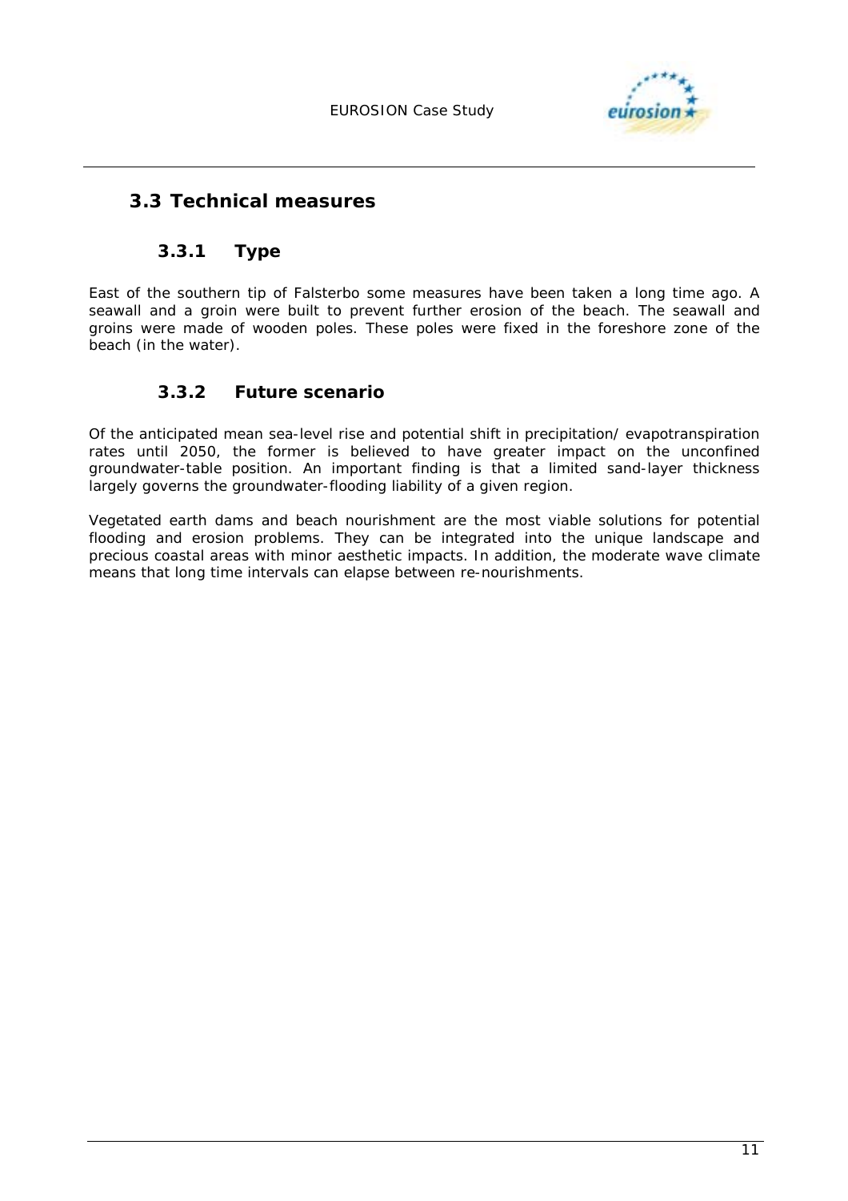## 3.3 Technical measures

### 3.3.1 Type

East of the southern tip of Falsterbo some measures have been taken a long time ago. A seawall and a groin were built to prevent further erosion of the beach. The seawall and groins were made of wooden poles. These poles were fixed in the foreshore zone of the beach (in the water).

### 3.3.2 Future scenario

Of the anticipated mean sea-level rise and potential shift in precipitation/ evapotranspiration rates until 2050, the former is believed to have greater impact on the unconfined groundwater-table position. An important finding is that a limited sand-layer thickness largely governs the groundwater-flooding liability of a given region.

Vegetated earth dams and beach nourishment are the most viable solutions for potential flooding and erosion problems. They can be integrated into the unique landscape and precious coastal areas with minor aesthetic impacts. In addition, the moderate wave climate means that long time intervals can elapse between re-nourishments.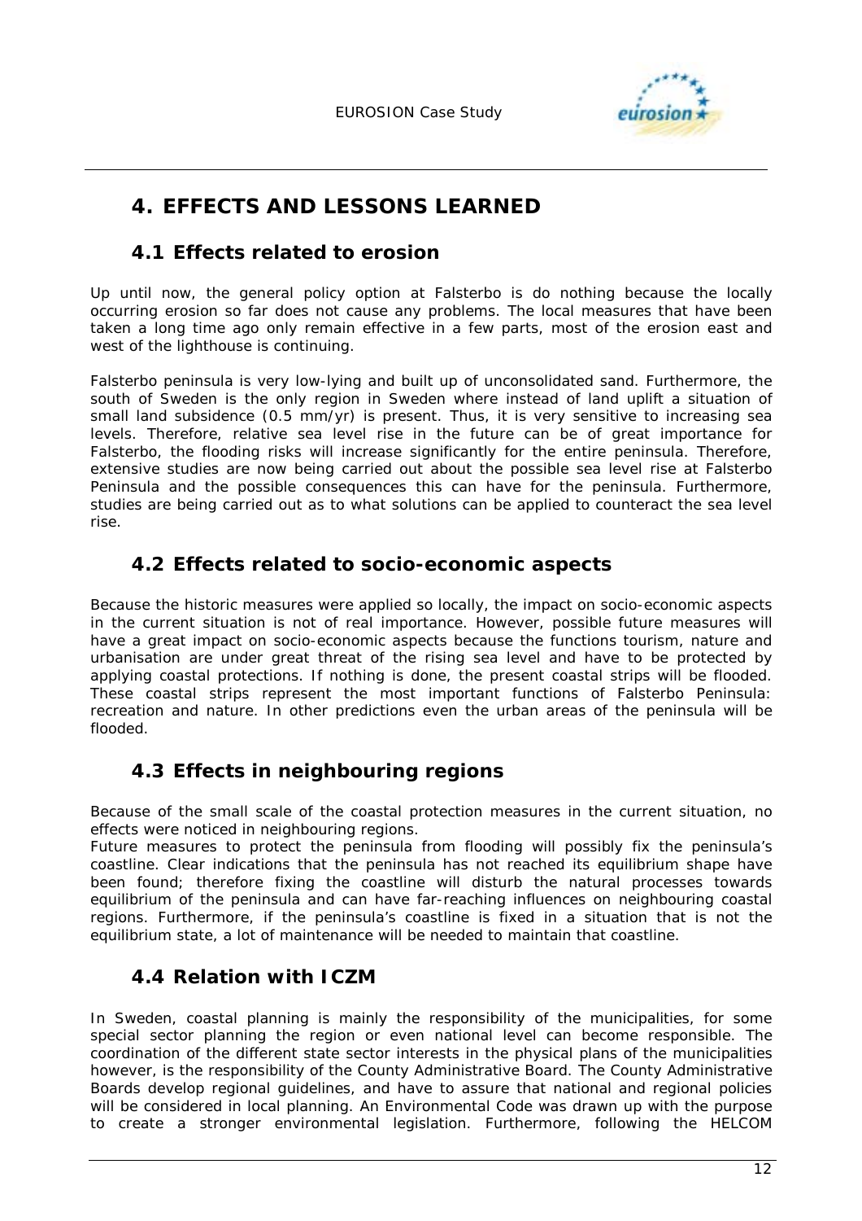# 4. EFFECTS AND LESSONS LEARNED

## 4.1 Effects related to erosion

Up until now, the general policy option at Falsterbo is do nothing because the locally occurring erosion so far does not cause any problems. The local measures that have been taken a long time ago only remain effective in a few parts, most of the erosion east and west of the lighthouse is continuing.

Falsterbo peninsula is very low-lying and built up of unconsolidated sand. Furthermore, the south of Sweden is the only region in Sweden where instead of land uplift a situation of small land subsidence (0.5 mm/yr) is present. Thus, it is very sensitive to increasing sea levels. Therefore, relative sea level rise in the future can be of great importance for Falsterbo, the flooding risks will increase significantly for the entire peninsula. Therefore, extensive studies are now being carried out about the possible sea level rise at Falsterbo Peninsula and the possible consequences this can have for the peninsula. Furthermore, studies are being carried out as to what solutions can be applied to counteract the sea level rise.

## 4.2 Effects related to socio-economic aspects

Because the historic measures were applied so locally, the impact on socio-economic aspects in the current situation is not of real importance. However, possible future measures will have a great impact on socio-economic aspects because the functions tourism, nature and urbanisation are under great threat of the rising sea level and have to be protected by applying coastal protections. If nothing is done, the present coastal strips will be flooded. These coastal strips represent the most important functions of Falsterbo Peninsula: recreation and nature. In other predictions even the urban areas of the peninsula will be flooded.

## 4.3 Effects in neighbouring regions

Because of the small scale of the coastal protection measures in the current situation, no effects were noticed in neighbouring regions.

Future measures to protect the peninsula from flooding will possibly fix the peninsula's coastline. Clear indications that the peninsula has not reached its equilibrium shape have been found; therefore fixing the coastline will disturb the natural processes towards equilibrium of the peninsula and can have far-reaching influences on neighbouring coastal regions. Furthermore, if the peninsula's coastline is fixed in a situation that is not the equilibrium state, a lot of maintenance will be needed to maintain that coastline.

## 4.4 Relation with ICZM

In Sweden, coastal planning is mainly the responsibility of the municipalities, for some special sector planning the region or even national level can become responsible. The coordination of the different state sector interests in the physical plans of the municipalities however, is the responsibility of the County Administrative Board. The County Administrative Boards develop regional guidelines, and have to assure that national and regional policies will be considered in local planning. An Environmental Code was drawn up with the purpose to create a stronger environmental legislation. Furthermore, following the HELCOM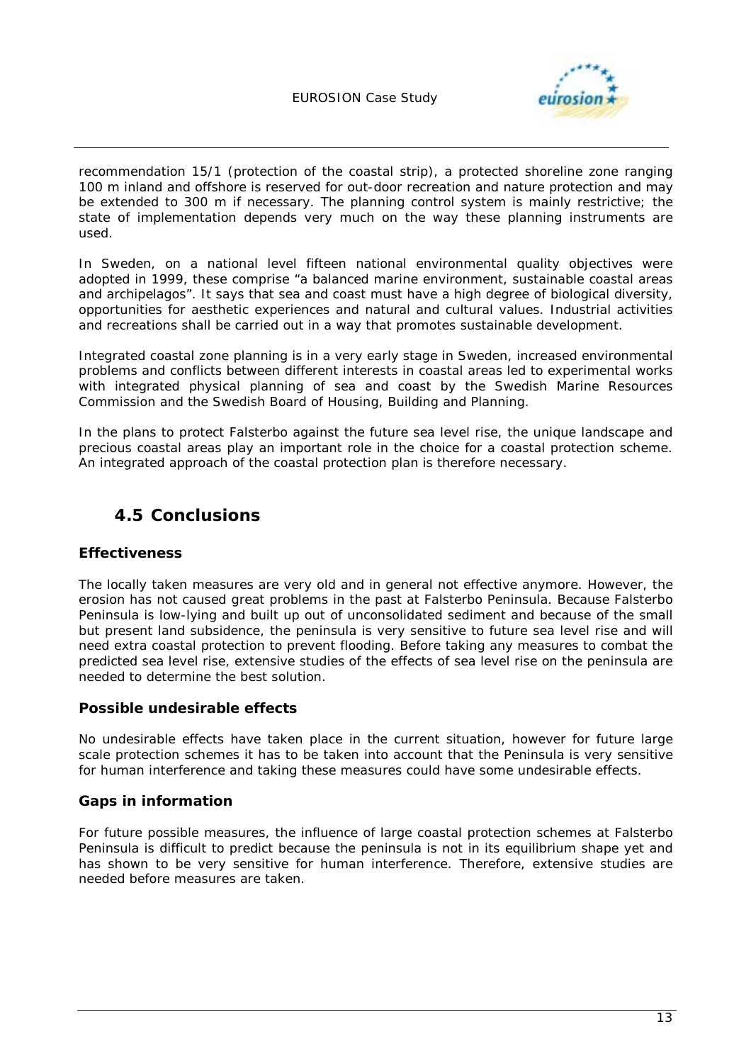recommendation 15/1 (protection of the coastal strip), a protected shoreline zone ranging 100 m inland and offshore is reserved for out-door recreation and nature protection and may be extended to 300 m if necessary. The planning control system is mainly restrictive; the state of implementation depends very much on the way these planning instruments are used.

In Sweden, on a national level fifteen national environmental quality objectives were adopted in 1999, these comprise "a balanced marine environment, sustainable coastal areas and archipelagos". It says that sea and coast must have a high degree of biological diversity, opportunities for aesthetic experiences and natural and cultural values. Industrial activities and recreations shall be carried out in a way that promotes sustainable development.

Integrated coastal zone planning is in a very early stage in Sweden, increased environmental problems and conflicts between different interests in coastal areas led to experimental works with integrated physical planning of sea and coast by the Swedish Marine Resources Commission and the Swedish Board of Housing, Building and Planning.

In the plans to protect Falsterbo against the future sea level rise, the unique landscape and precious coastal areas play an important role in the choice for a coastal protection scheme. An integrated approach of the coastal protection plan is therefore necessary.

## 4.5 Conclusions

### Effectiveness

The locally taken measures are very old and in general not effective anymore. However, the erosion has not caused great problems in the past at Falsterbo Peninsula. Because Falsterbo Peninsula is low-lying and built up out of unconsolidated sediment and because of the small but present land subsidence, the peninsula is very sensitive to future sea level rise and will need extra coastal protection to prevent flooding. Before taking any measures to combat the predicted sea level rise, extensive studies of the effects of sea level rise on the peninsula are needed to determine the best solution.

### Possible undesirable effects

No undesirable effects have taken place in the current situation, however for future large scale protection schemes it has to be taken into account that the Peninsula is very sensitive for human interference and taking these measures could have some undesirable effects.

### Gaps in information

For future possible measures, the influence of large coastal protection schemes at Falsterbo Peninsula is difficult to predict because the peninsula is not in its equilibrium shape yet and has shown to be very sensitive for human interference. Therefore, extensive studies are needed before measures are taken.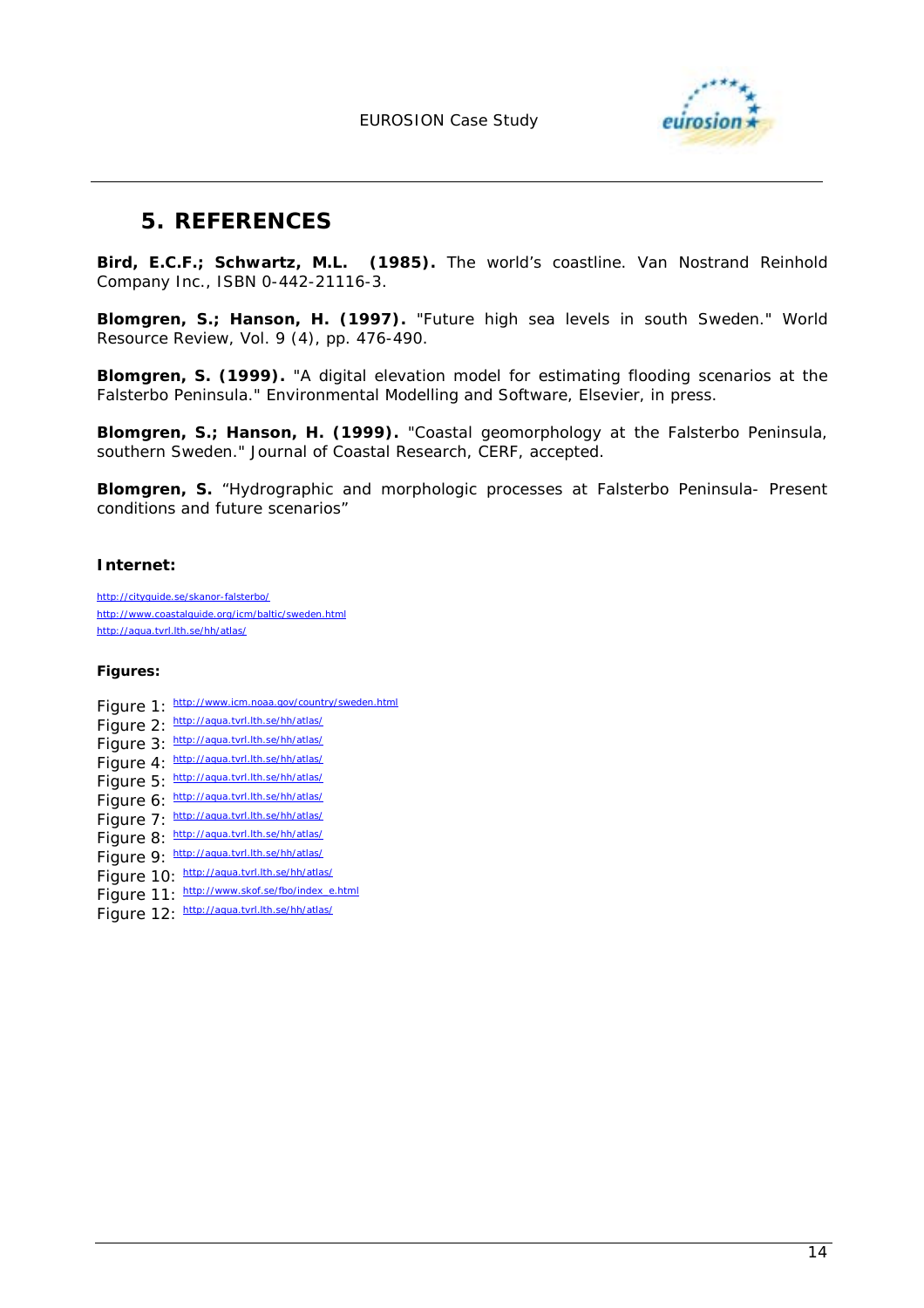## 5. REFERENCES

**Bird, E.C.F.; Schwartz, M.L. (1985).** The world's coastline. Van Nostrand Reinhold Company Inc., ISBN 0-442-21116-3.

**Blomgren, S.; Hanson, H. (1997).** "Future high sea levels in south Sweden." World Resource Review, Vol. 9 (4), pp. 476-490.

**Blomgren, S. (1999).** "A digital elevation model for estimating flooding scenarios at the Falsterbo Peninsula." Environmental Modelling and Software, Elsevier, in press.

**Blomgren, S.; Hanson, H. (1999).** "Coastal geomorphology at the Falsterbo Peninsula, southern Sweden." Journal of Coastal Research, CERF, accepted.

**Blomgren, S.** "Hydrographic and morphologic processes at Falsterbo Peninsula- Present conditions and future scenarios"

**Internet:**

http://cityguide.se/skanor-falsterbo/
http://www.coastalguide.org/icm/baltic/sweden.html
http://aqua.tvrl.lth.se/hh/atlas/

**Figures:**

Figure 1: http://www.icm.noaa.gov/country/sweden.html
Figure 2: http://aqua.tvrl.lth.se/hh/atlas/
Figure 3: http://aqua.tvrl.lth.se/hh/atlas/
Figure 4: http://aqua.tvrl.lth.se/hh/atlas/
Figure 5: http://aqua.tvrl.lth.se/hh/atlas/
Figure 6: http://aqua.tvrl.lth.se/hh/atlas/
Figure 7: http://aqua.tvrl.lth.se/hh/atlas/
Figure 8: http://aqua.tvrl.lth.se/hh/atlas/
Figure 9: http://aqua.tvrl.lth.se/hh/atlas/
Figure 10: http://aqua.tvrl.lth.se/hh/atlas/
Figure 11: http://www.skof.se/fbo/index_e.html
Figure 12: http://aqua.tvrl.lth.se/hh/atlas/